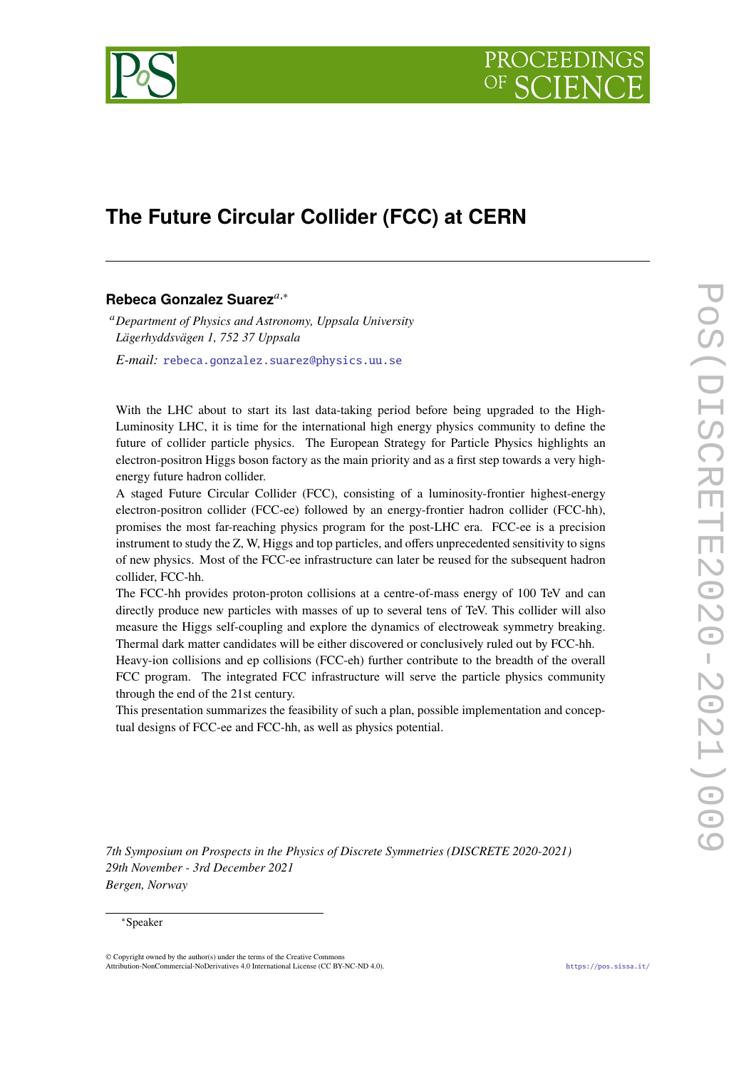# The Future Circular Collider (FCC) at CERN

**Rebeca Gonzalez Suarez**[a,*]

[a] *Department of Physics and Astronomy, Uppsala University*
*Lägerhyddsvägen 1, 752 37 Uppsala*

*E-mail:* rebeca.gonzalez.suarez@physics.uu.se

With the LHC about to start its last data-taking period before being upgraded to the High-Luminosity LHC, it is time for the international high energy physics community to define the future of collider particle physics. The European Strategy for Particle Physics highlights an electron-positron Higgs boson factory as the main priority and as a first step towards a very high-energy future hadron collider.

A staged Future Circular Collider (FCC), consisting of a luminosity-frontier highest-energy electron-positron collider (FCC-ee) followed by an energy-frontier hadron collider (FCC-hh), promises the most far-reaching physics program for the post-LHC era. FCC-ee is a precision instrument to study the Z, W, Higgs and top particles, and offers unprecedented sensitivity to signs of new physics. Most of the FCC-ee infrastructure can later be reused for the subsequent hadron collider, FCC-hh.

The FCC-hh provides proton-proton collisions at a centre-of-mass energy of 100 TeV and can directly produce new particles with masses of up to several tens of TeV. This collider will also measure the Higgs self-coupling and explore the dynamics of electroweak symmetry breaking. Thermal dark matter candidates will be either discovered or conclusively ruled out by FCC-hh.

Heavy-ion collisions and ep collisions (FCC-eh) further contribute to the breadth of the overall FCC program. The integrated FCC infrastructure will serve the particle physics community through the end of the 21st century.

This presentation summarizes the feasibility of such a plan, possible implementation and conceptual designs of FCC-ee and FCC-hh, as well as physics potential.

*7th Symposium on Prospects in the Physics of Discrete Symmetries (DISCRETE 2020-2021)*
*29th November - 3rd December 2021*
*Bergen, Norway*

[*] Speaker

© Copyright owned by the author(s) under the terms of the Creative Commons Attribution-NonCommercial-NoDerivatives 4.0 International License (CC BY-NC-ND 4.0).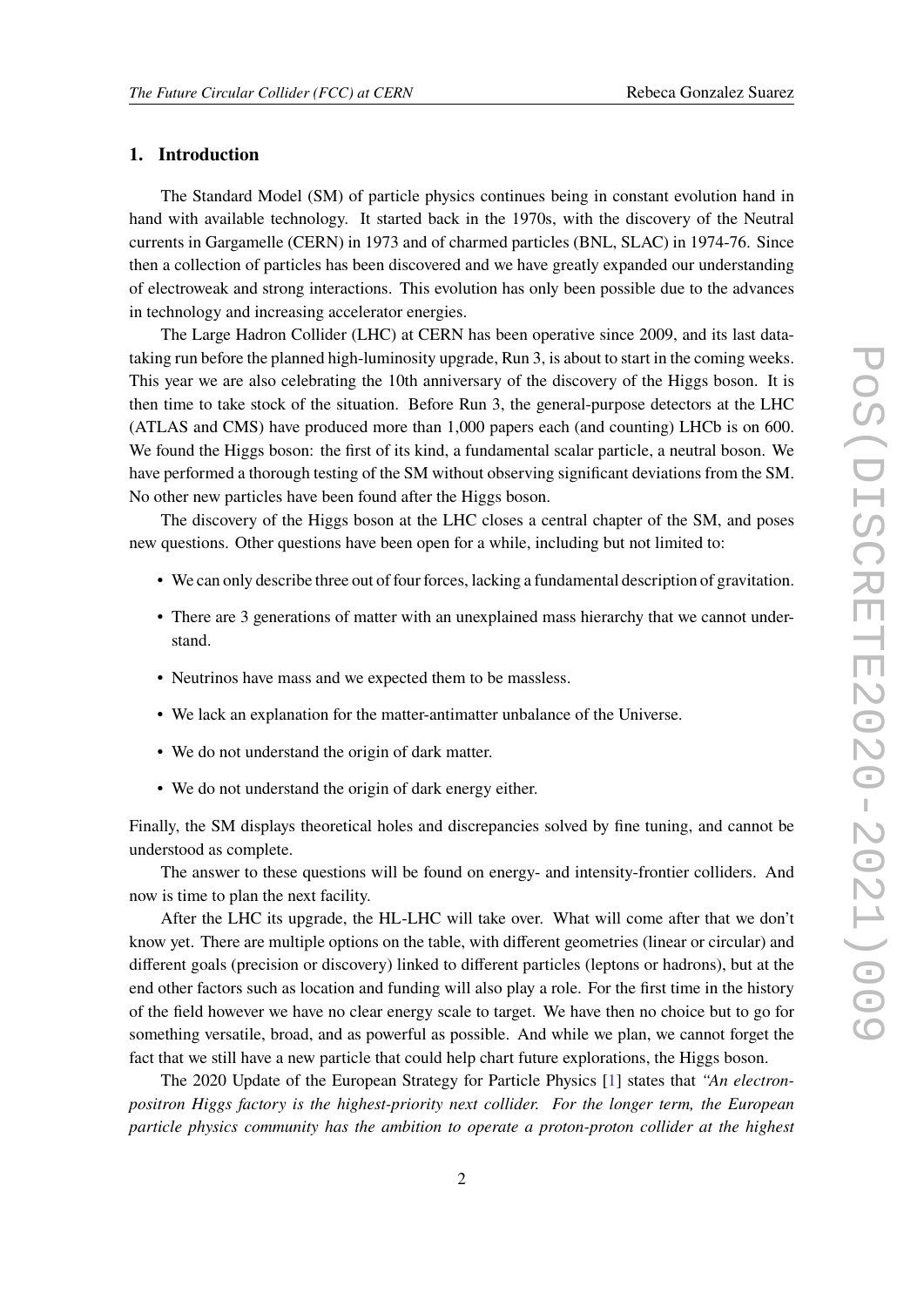## 1. Introduction

The Standard Model (SM) of particle physics continues being in constant evolution hand in hand with available technology. It started back in the 1970s, with the discovery of the Neutral currents in Gargamelle (CERN) in 1973 and of charmed particles (BNL, SLAC) in 1974-76. Since then a collection of particles has been discovered and we have greatly expanded our understanding of electroweak and strong interactions. This evolution has only been possible due to the advances in technology and increasing accelerator energies.

The Large Hadron Collider (LHC) at CERN has been operative since 2009, and its last data-taking run before the planned high-luminosity upgrade, Run 3, is about to start in the coming weeks. This year we are also celebrating the 10th anniversary of the discovery of the Higgs boson. It is then time to take stock of the situation. Before Run 3, the general-purpose detectors at the LHC (ATLAS and CMS) have produced more than 1,000 papers each (and counting) LHCb is on 600. We found the Higgs boson: the first of its kind, a fundamental scalar particle, a neutral boson. We have performed a thorough testing of the SM without observing significant deviations from the SM. No other new particles have been found after the Higgs boson.

The discovery of the Higgs boson at the LHC closes a central chapter of the SM, and poses new questions. Other questions have been open for a while, including but not limited to:

- We can only describe three out of four forces, lacking a fundamental description of gravitation.
- There are 3 generations of matter with an unexplained mass hierarchy that we cannot understand.
- Neutrinos have mass and we expected them to be massless.
- We lack an explanation for the matter-antimatter unbalance of the Universe.
- We do not understand the origin of dark matter.
- We do not understand the origin of dark energy either.

Finally, the SM displays theoretical holes and discrepancies solved by fine tuning, and cannot be understood as complete.

The answer to these questions will be found on energy- and intensity-frontier colliders. And now is time to plan the next facility.

After the LHC its upgrade, the HL-LHC will take over. What will come after that we don't know yet. There are multiple options on the table, with different geometries (linear or circular) and different goals (precision or discovery) linked to different particles (leptons or hadrons), but at the end other factors such as location and funding will also play a role. For the first time in the history of the field however we have no clear energy scale to target. We have then no choice but to go for something versatile, broad, and as powerful as possible. And while we plan, we cannot forget the fact that we still have a new particle that could help chart future explorations, the Higgs boson.

The 2020 Update of the European Strategy for Particle Physics [1] states that *"An electron-positron Higgs factory is the highest-priority next collider. For the longer term, the European particle physics community has the ambition to operate a proton-proton collider at the highest*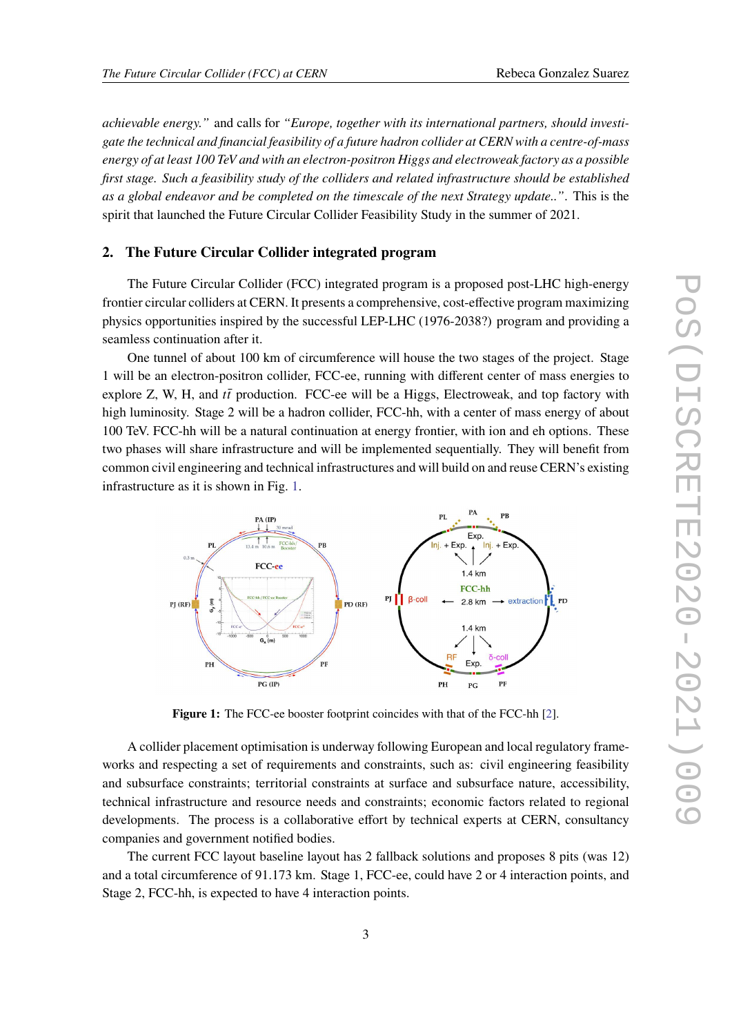*achievable energy."* and calls for *"Europe, together with its international partners, should investigate the technical and financial feasibility of a future hadron collider at CERN with a centre-of-mass energy of at least 100 TeV and with an electron-positron Higgs and electroweak factory as a possible first stage. Such a feasibility study of the colliders and related infrastructure should be established as a global endeavor and be completed on the timescale of the next Strategy update..".* This is the spirit that launched the Future Circular Collider Feasibility Study in the summer of 2021.

## 2. The Future Circular Collider integrated program

The Future Circular Collider (FCC) integrated program is a proposed post-LHC high-energy frontier circular colliders at CERN. It presents a comprehensive, cost-effective program maximizing physics opportunities inspired by the successful LEP-LHC (1976-2038?) program and providing a seamless continuation after it.

One tunnel of about 100 km of circumference will house the two stages of the project. Stage 1 will be an electron-positron collider, FCC-ee, running with different center of mass energies to explore Z, W, H, and $t\bar{t}$ production. FCC-ee will be a Higgs, Electroweak, and top factory with high luminosity. Stage 2 will be a hadron collider, FCC-hh, with a center of mass energy of about 100 TeV. FCC-hh will be a natural continuation at energy frontier, with ion and eh options. These two phases will share infrastructure and will be implemented sequentially. They will benefit from common civil engineering and technical infrastructures and will build on and reuse CERN's existing infrastructure as it is shown in Fig. 1.

**Figure 1:** The FCC-ee booster footprint coincides with that of the FCC-hh [2].

A collider placement optimisation is underway following European and local regulatory frameworks and respecting a set of requirements and constraints, such as: civil engineering feasibility and subsurface constraints; territorial constraints at surface and subsurface nature, accessibility, technical infrastructure and resource needs and constraints; economic factors related to regional developments. The process is a collaborative effort by technical experts at CERN, consultancy companies and government notified bodies.

The current FCC layout baseline layout has 2 fallback solutions and proposes 8 pits (was 12) and a total circumference of 91.173 km. Stage 1, FCC-ee, could have 2 or 4 interaction points, and Stage 2, FCC-hh, is expected to have 4 interaction points.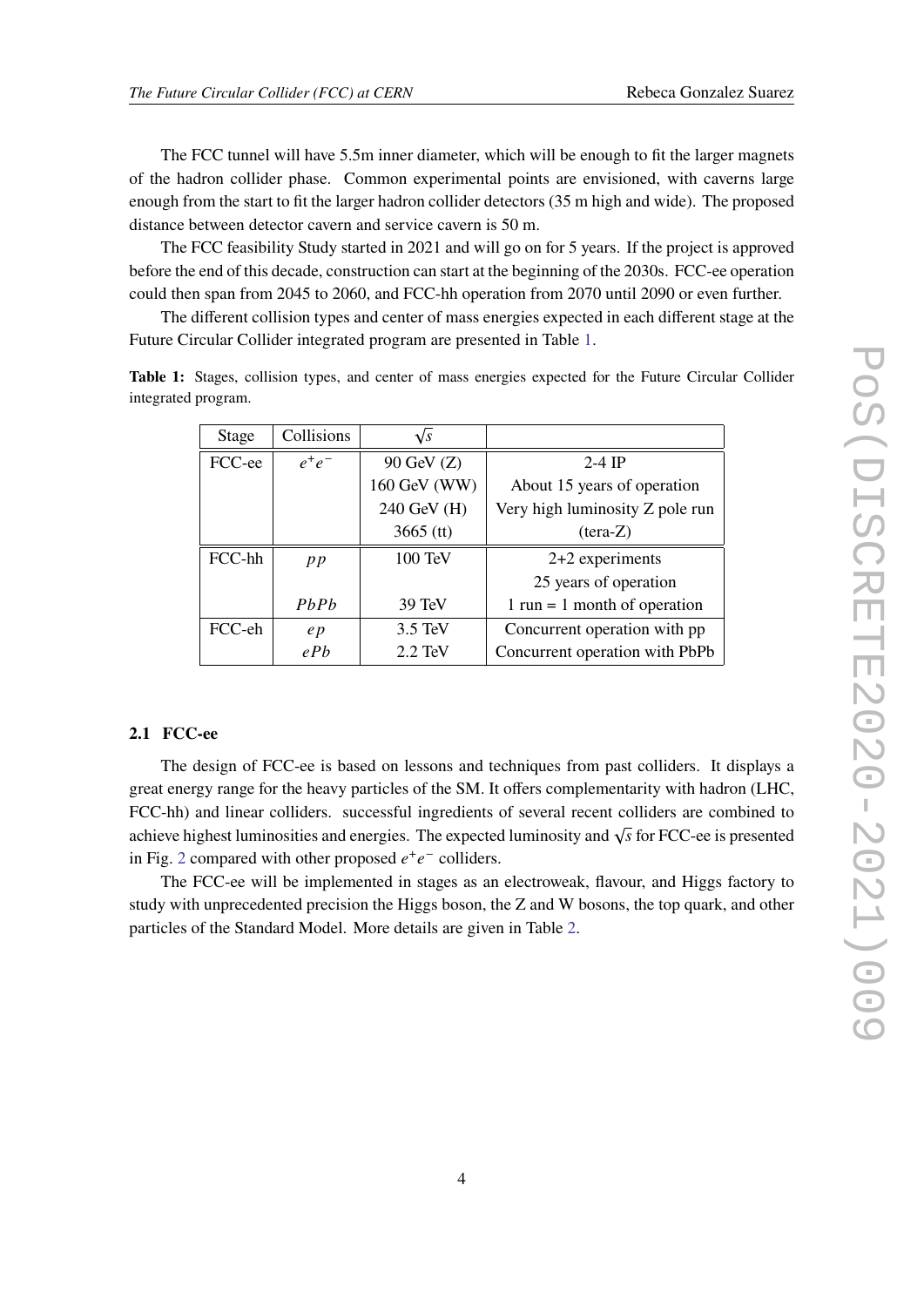The FCC tunnel will have 5.5m inner diameter, which will be enough to fit the larger magnets of the hadron collider phase. Common experimental points are envisioned, with caverns large enough from the start to fit the larger hadron collider detectors (35 m high and wide). The proposed distance between detector cavern and service cavern is 50 m.

The FCC feasibility Study started in 2021 and will go on for 5 years. If the project is approved before the end of this decade, construction can start at the beginning of the 2030s. FCC-ee operation could then span from 2045 to 2060, and FCC-hh operation from 2070 until 2090 or even further.

The different collision types and center of mass energies expected in each different stage at the Future Circular Collider integrated program are presented in Table 1.

**Table 1:** Stages, collision types, and center of mass energies expected for the Future Circular Collider integrated program.

| Stage | Collisions | $\sqrt{s}$ | |
|---|---|---|---|
| FCC-ee | $e^+e^-$ | 90 GeV (Z) | 2-4 IP |
| | | 160 GeV (WW) | About 15 years of operation |
| | | 240 GeV (H) | Very high luminosity Z pole run |
| | | 3665 (tt) | (tera-Z) |
| FCC-hh | $pp$ | 100 TeV | 2+2 experiments |
| | | | 25 years of operation |
| | $PbPb$ | 39 TeV | 1 run = 1 month of operation |
| FCC-eh | $ep$ | 3.5 TeV | Concurrent operation with pp |
| | $ePb$ | 2.2 TeV | Concurrent operation with PbPb |

### 2.1 FCC-ee

The design of FCC-ee is based on lessons and techniques from past colliders. It displays a great energy range for the heavy particles of the SM. It offers complementarity with hadron (LHC, FCC-hh) and linear colliders. successful ingredients of several recent colliders are combined to achieve highest luminosities and energies. The expected luminosity and $\sqrt{s}$ for FCC-ee is presented in Fig. 2 compared with other proposed $e^+e^-$ colliders.

The FCC-ee will be implemented in stages as an electroweak, flavour, and Higgs factory to study with unprecedented precision the Higgs boson, the Z and W bosons, the top quark, and other particles of the Standard Model. More details are given in Table 2.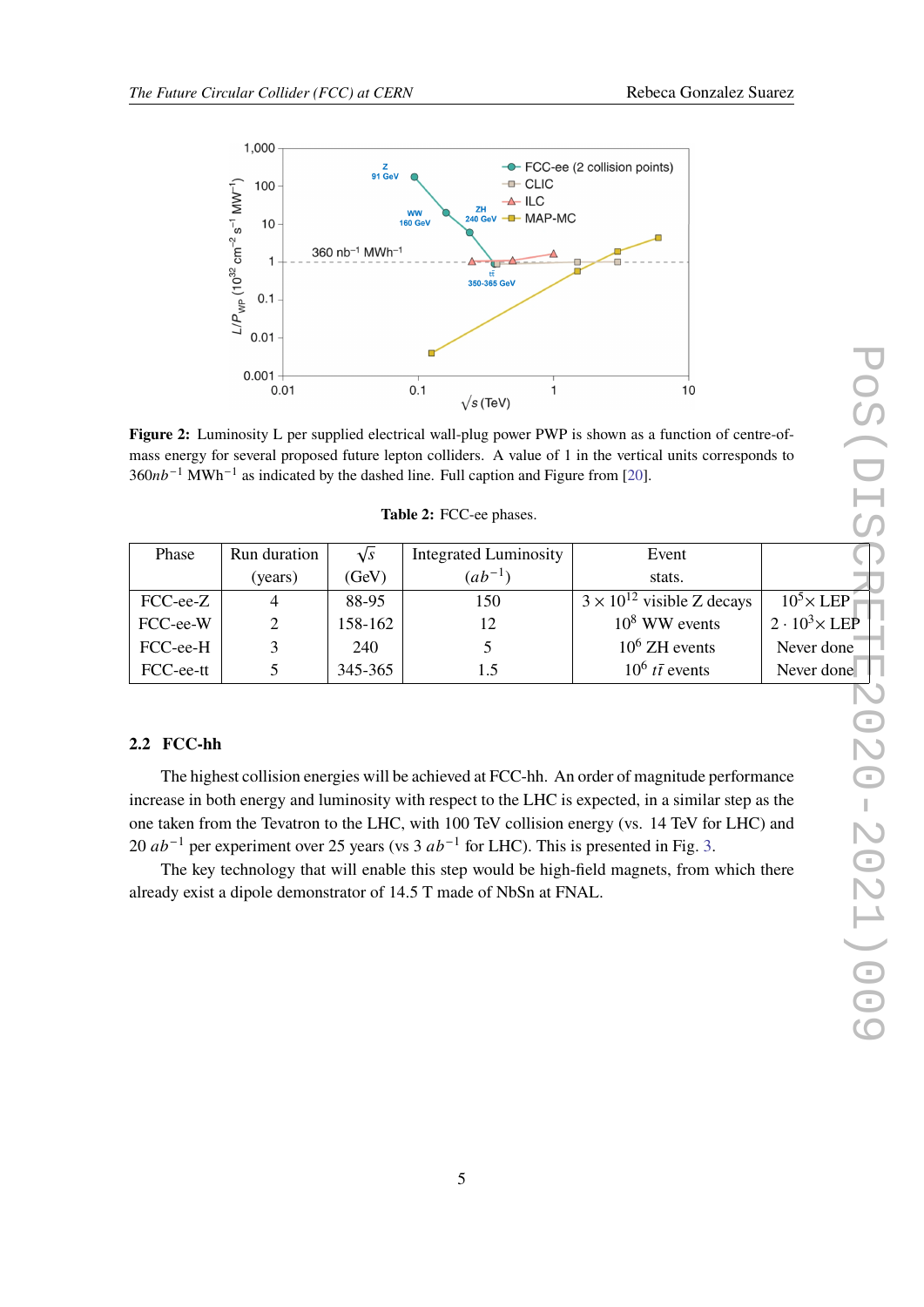**Figure 2:** Luminosity L per supplied electrical wall-plug power PWP is shown as a function of centre-of-mass energy for several proposed future lepton colliders. A value of 1 in the vertical units corresponds to $360 nb^{-1}$ $\text{MWh}^{-1}$ as indicated by the dashed line. Full caption and Figure from [20].

**Table 2:** FCC-ee phases.

| Phase | Run duration (years) | $\sqrt{s}$ (GeV) | Integrated Luminosity ($ab^{-1}$) | Event stats. | |
|---|---|---|---|---|---|
| FCC-ee-Z | 4 | 88-95 | 150 | $3 \times 10^{12}$ visible Z decays | $10^5 \times$ LEP |
| FCC-ee-W | 2 | 158-162 | 12 | $10^8$ WW events | $2 \cdot 10^3 \times$ LEP |
| FCC-ee-H | 3 | 240 | 5 | $10^6$ ZH events | Never done |
| FCC-ee-tt | 5 | 345-365 | 1.5 | $10^6$ $t\bar{t}$ events | Never done |

### 2.2 FCC-hh

The highest collision energies will be achieved at FCC-hh. An order of magnitude performance increase in both energy and luminosity with respect to the LHC is expected, in a similar step as the one taken from the Tevatron to the LHC, with 100 TeV collision energy (vs. 14 TeV for LHC) and 20 $ab^{-1}$ per experiment over 25 years (vs 3 $ab^{-1}$ for LHC). This is presented in Fig. 3.

The key technology that will enable this step would be high-field magnets, from which there already exist a dipole demonstrator of 14.5 T made of NbSn at FNAL.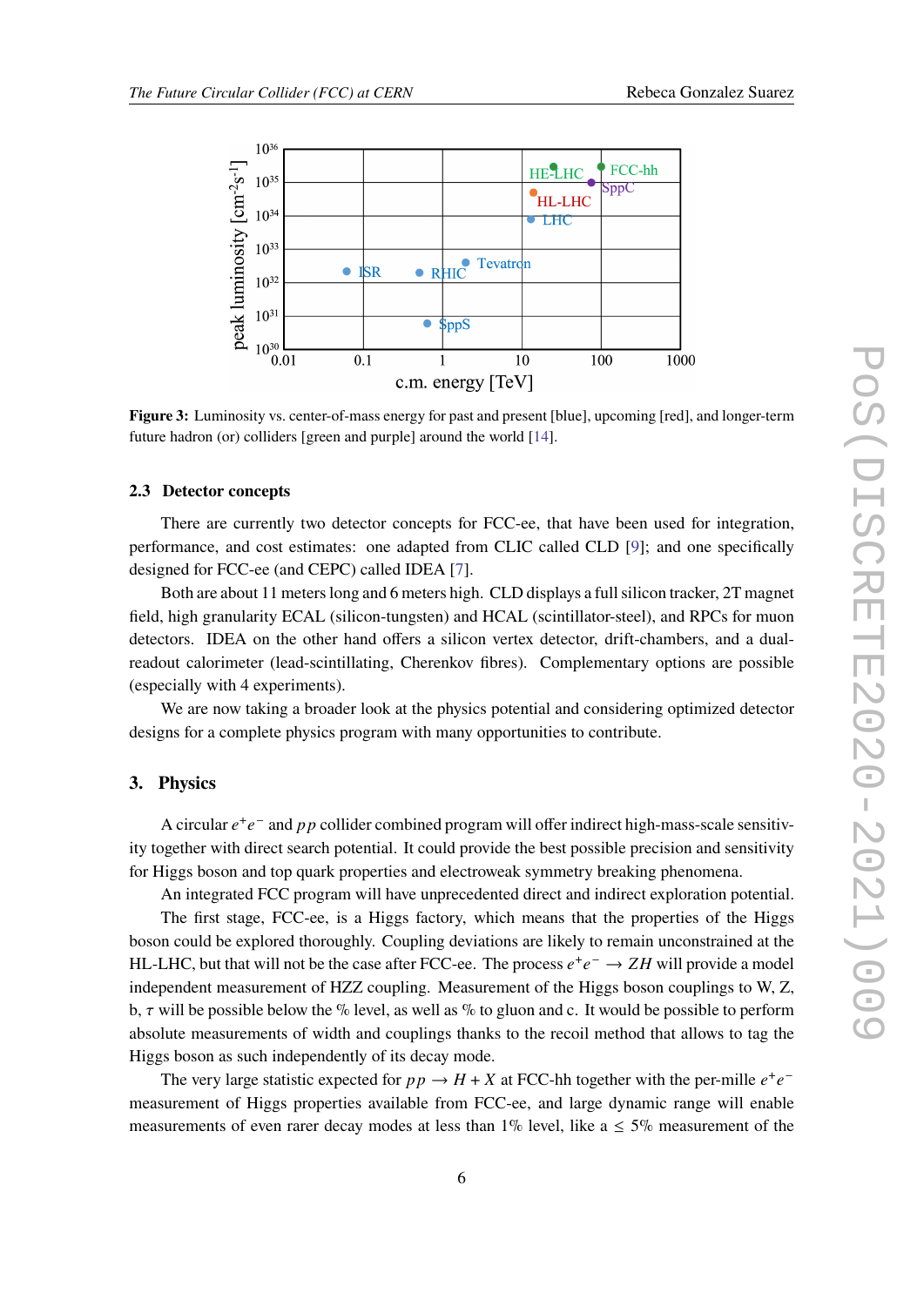**Figure 3:** Luminosity vs. center-of-mass energy for past and present [blue], upcoming [red], and longer-term future hadron (or) colliders [green and purple] around the world [14].

### 2.3 Detector concepts

There are currently two detector concepts for FCC-ee, that have been used for integration, performance, and cost estimates: one adapted from CLIC called CLD [9]; and one specifically designed for FCC-ee (and CEPC) called IDEA [7].

Both are about 11 meters long and 6 meters high. CLD displays a full silicon tracker, 2T magnet field, high granularity ECAL (silicon-tungsten) and HCAL (scintillator-steel), and RPCs for muon detectors. IDEA on the other hand offers a silicon vertex detector, drift-chambers, and a dual-readout calorimeter (lead-scintillating, Cherenkov fibres). Complementary options are possible (especially with 4 experiments).

We are now taking a broader look at the physics potential and considering optimized detector designs for a complete physics program with many opportunities to contribute.

## 3. Physics

A circular $e^+e^-$ and $pp$ collider combined program will offer indirect high-mass-scale sensitivity together with direct search potential. It could provide the best possible precision and sensitivity for Higgs boson and top quark properties and electroweak symmetry breaking phenomena.

An integrated FCC program will have unprecedented direct and indirect exploration potential.

The first stage, FCC-ee, is a Higgs factory, which means that the properties of the Higgs boson could be explored thoroughly. Coupling deviations are likely to remain unconstrained at the HL-LHC, but that will not be the case after FCC-ee. The process $e^+e^- \to ZH$ will provide a model independent measurement of HZZ coupling. Measurement of the Higgs boson couplings to W, Z, b, $\tau$ will be possible below the % level, as well as % to gluon and c. It would be possible to perform absolute measurements of width and couplings thanks to the recoil method that allows to tag the Higgs boson as such independently of its decay mode.

The very large statistic expected for $pp \to H + X$ at FCC-hh together with the per-mille $e^+e^-$ measurement of Higgs properties available from FCC-ee, and large dynamic range will enable measurements of even rarer decay modes at less than 1% level, like a $\leq 5\%$ measurement of the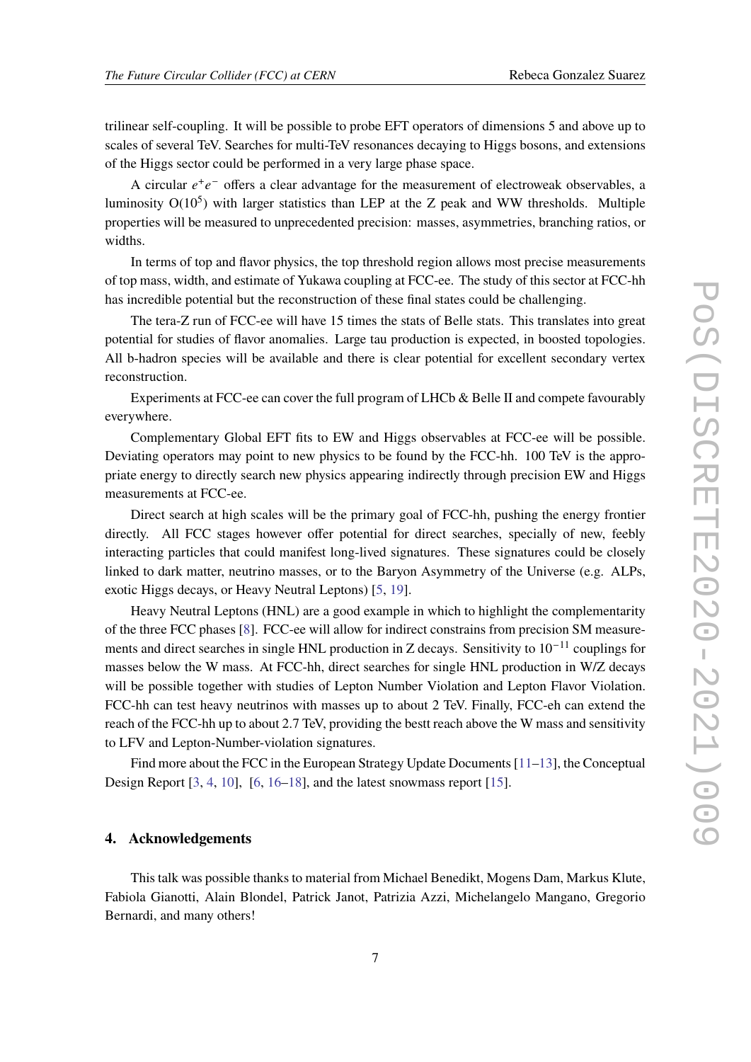trilinear self-coupling. It will be possible to probe EFT operators of dimensions 5 and above up to scales of several TeV. Searches for multi-TeV resonances decaying to Higgs bosons, and extensions of the Higgs sector could be performed in a very large phase space.

A circular $e^+e^-$ offers a clear advantage for the measurement of electroweak observables, a luminosity O($10^5$) with larger statistics than LEP at the Z peak and WW thresholds. Multiple properties will be measured to unprecedented precision: masses, asymmetries, branching ratios, or widths.

In terms of top and flavor physics, the top threshold region allows most precise measurements of top mass, width, and estimate of Yukawa coupling at FCC-ee. The study of this sector at FCC-hh has incredible potential but the reconstruction of these final states could be challenging.

The tera-Z run of FCC-ee will have 15 times the stats of Belle stats. This translates into great potential for studies of flavor anomalies. Large tau production is expected, in boosted topologies. All b-hadron species will be available and there is clear potential for excellent secondary vertex reconstruction.

Experiments at FCC-ee can cover the full program of LHCb & Belle II and compete favourably everywhere.

Complementary Global EFT fits to EW and Higgs observables at FCC-ee will be possible. Deviating operators may point to new physics to be found by the FCC-hh. 100 TeV is the appropriate energy to directly search new physics appearing indirectly through precision EW and Higgs measurements at FCC-ee.

Direct search at high scales will be the primary goal of FCC-hh, pushing the energy frontier directly. All FCC stages however offer potential for direct searches, specially of new, feebly interacting particles that could manifest long-lived signatures. These signatures could be closely linked to dark matter, neutrino masses, or to the Baryon Asymmetry of the Universe (e.g. ALPs, exotic Higgs decays, or Heavy Neutral Leptons) [5, 19].

Heavy Neutral Leptons (HNL) are a good example in which to highlight the complementarity of the three FCC phases [8]. FCC-ee will allow for indirect constrains from precision SM measurements and direct searches in single HNL production in Z decays. Sensitivity to $10^{-11}$ couplings for masses below the W mass. At FCC-hh, direct searches for single HNL production in W/Z decays will be possible together with studies of Lepton Number Violation and Lepton Flavor Violation. FCC-hh can test heavy neutrinos with masses up to about 2 TeV. Finally, FCC-eh can extend the reach of the FCC-hh up to about 2.7 TeV, providing the bestt reach above the W mass and sensitivity to LFV and Lepton-Number-violation signatures.

Find more about the FCC in the European Strategy Update Documents [11–13], the Conceptual Design Report [3, 4, 10], [6, 16–18], and the latest snowmass report [15].

## 4. Acknowledgements

This talk was possible thanks to material from Michael Benedikt, Mogens Dam, Markus Klute, Fabiola Gianotti, Alain Blondel, Patrick Janot, Patrizia Azzi, Michelangelo Mangano, Gregorio Bernardi, and many others!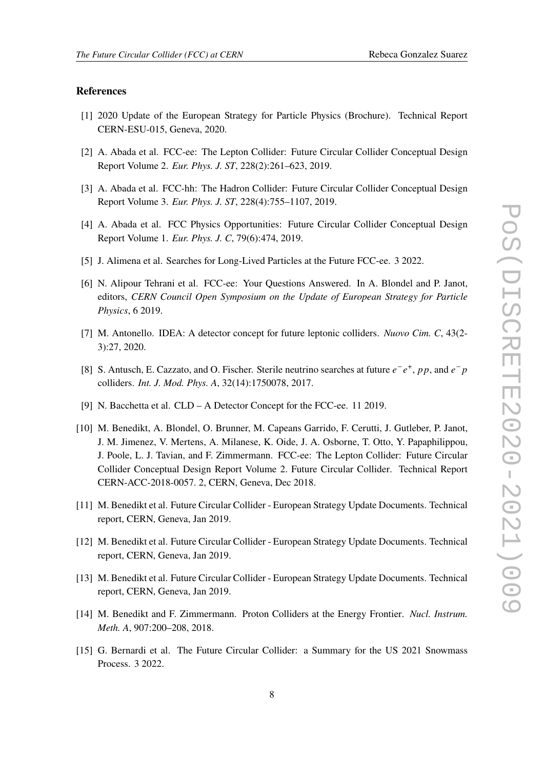## References

[1] 2020 Update of the European Strategy for Particle Physics (Brochure). Technical Report CERN-ESU-015, Geneva, 2020.

[2] A. Abada et al. FCC-ee: The Lepton Collider: Future Circular Collider Conceptual Design Report Volume 2. *Eur. Phys. J. ST*, 228(2):261–623, 2019.

[3] A. Abada et al. FCC-hh: The Hadron Collider: Future Circular Collider Conceptual Design Report Volume 3. *Eur. Phys. J. ST*, 228(4):755–1107, 2019.

[4] A. Abada et al. FCC Physics Opportunities: Future Circular Collider Conceptual Design Report Volume 1. *Eur. Phys. J. C*, 79(6):474, 2019.

[5] J. Alimena et al. Searches for Long-Lived Particles at the Future FCC-ee. 3 2022.

[6] N. Alipour Tehrani et al. FCC-ee: Your Questions Answered. In A. Blondel and P. Janot, editors, *CERN Council Open Symposium on the Update of European Strategy for Particle Physics*, 6 2019.

[7] M. Antonello. IDEA: A detector concept for future leptonic colliders. *Nuovo Cim. C*, 43(2-3):27, 2020.

[8] S. Antusch, E. Cazzato, and O. Fischer. Sterile neutrino searches at future $e^- e^+$, $pp$, and $e^- p$ colliders. *Int. J. Mod. Phys. A*, 32(14):1750078, 2017.

[9] N. Bacchetta et al. CLD – A Detector Concept for the FCC-ee. 11 2019.

[10] M. Benedikt, A. Blondel, O. Brunner, M. Capeans Garrido, F. Cerutti, J. Gutleber, P. Janot, J. M. Jimenez, V. Mertens, A. Milanese, K. Oide, J. A. Osborne, T. Otto, Y. Papaphilippou, J. Poole, L. J. Tavian, and F. Zimmermann. FCC-ee: The Lepton Collider: Future Circular Collider Conceptual Design Report Volume 2. Future Circular Collider. Technical Report CERN-ACC-2018-0057. 2, CERN, Geneva, Dec 2018.

[11] M. Benedikt et al. Future Circular Collider - European Strategy Update Documents. Technical report, CERN, Geneva, Jan 2019.

[12] M. Benedikt et al. Future Circular Collider - European Strategy Update Documents. Technical report, CERN, Geneva, Jan 2019.

[13] M. Benedikt et al. Future Circular Collider - European Strategy Update Documents. Technical report, CERN, Geneva, Jan 2019.

[14] M. Benedikt and F. Zimmermann. Proton Colliders at the Energy Frontier. *Nucl. Instrum. Meth. A*, 907:200–208, 2018.

[15] G. Bernardi et al. The Future Circular Collider: a Summary for the US 2021 Snowmass Process. 3 2022.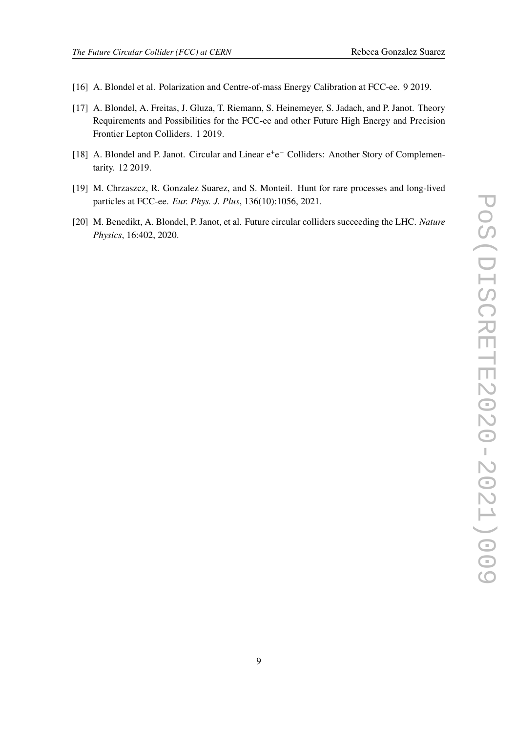[16] A. Blondel et al. Polarization and Centre-of-mass Energy Calibration at FCC-ee. 9 2019.

[17] A. Blondel, A. Freitas, J. Gluza, T. Riemann, S. Heinemeyer, S. Jadach, and P. Janot. Theory Requirements and Possibilities for the FCC-ee and other Future High Energy and Precision Frontier Lepton Colliders. 1 2019.

[18] A. Blondel and P. Janot. Circular and Linear $e^+e^-$ Colliders: Another Story of Complementarity. 12 2019.

[19] M. Chrzaszcz, R. Gonzalez Suarez, and S. Monteil. Hunt for rare processes and long-lived particles at FCC-ee. *Eur. Phys. J. Plus*, 136(10):1056, 2021.

[20] M. Benedikt, A. Blondel, P. Janot, et al. Future circular colliders succeeding the LHC. *Nature Physics*, 16:402, 2020.